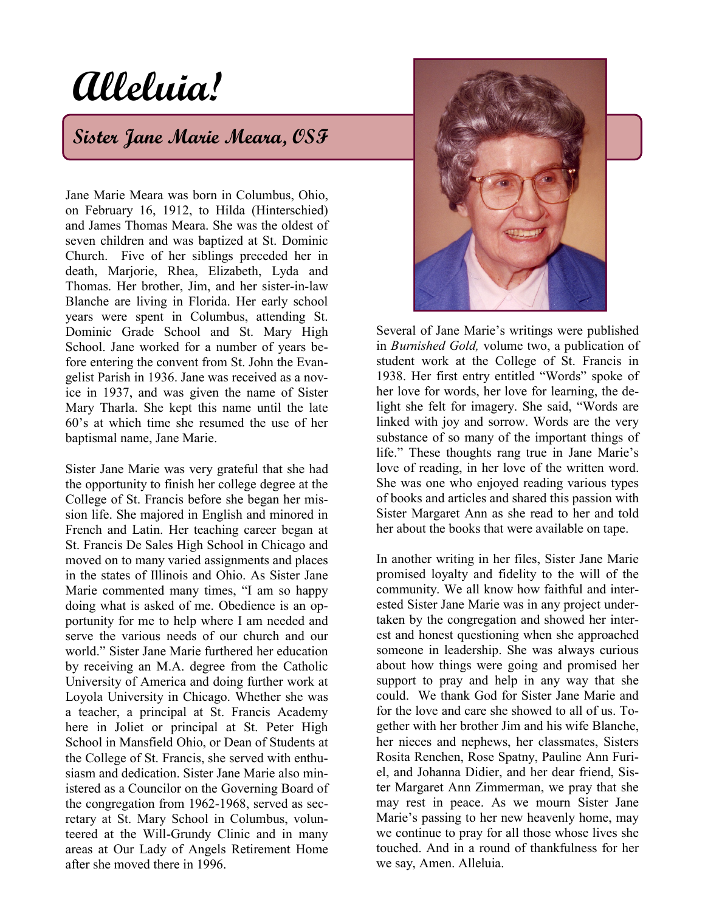# Alleluia!

## Sister Jane Marie Meara, OSF

Jane Marie Meara was born in Columbus, Ohio, on February 16, 1912, to Hilda (Hinterschied) and James Thomas Meara. She was the oldest of seven children and was baptized at St. Dominic Church. Five of her siblings preceded her in death, Marjorie, Rhea, Elizabeth, Lyda and Thomas. Her brother, Jim, and her sister-in-law Blanche are living in Florida. Her early school years were spent in Columbus, attending St. Dominic Grade School and St. Mary High School. Jane worked for a number of years before entering the convent from St. John the Evangelist Parish in 1936. Jane was received as a novice in 1937, and was given the name of Sister Mary Tharla. She kept this name until the late 60's at which time she resumed the use of her baptismal name, Jane Marie.

Sister Jane Marie was very grateful that she had the opportunity to finish her college degree at the College of St. Francis before she began her mission life. She majored in English and minored in French and Latin. Her teaching career began at St. Francis De Sales High School in Chicago and moved on to many varied assignments and places in the states of Illinois and Ohio. As Sister Jane Marie commented many times, "I am so happy doing what is asked of me. Obedience is an opportunity for me to help where I am needed and serve the various needs of our church and our world." Sister Jane Marie furthered her education by receiving an M.A. degree from the Catholic University of America and doing further work at Loyola University in Chicago. Whether she was a teacher, a principal at St. Francis Academy here in Joliet or principal at St. Peter High School in Mansfield Ohio, or Dean of Students at the College of St. Francis, she served with enthusiasm and dedication. Sister Jane Marie also ministered as a Councilor on the Governing Board of the congregation from 1962-1968, served as secretary at St. Mary School in Columbus, volunteered at the Will-Grundy Clinic and in many areas at Our Lady of Angels Retirement Home after she moved there in 1996.

Several of Jane Marie's writings were published in *Burnished Gold,* volume two, a publication of student work at the College of St. Francis in 1938. Her first entry entitled "Words" spoke of her love for words, her love for learning, the delight she felt for imagery. She said, "Words are linked with joy and sorrow. Words are the very substance of so many of the important things of life." These thoughts rang true in Jane Marie's love of reading, in her love of the written word. She was one who enjoyed reading various types of books and articles and shared this passion with Sister Margaret Ann as she read to her and told her about the books that were available on tape.

In another writing in her files, Sister Jane Marie promised loyalty and fidelity to the will of the community. We all know how faithful and interested Sister Jane Marie was in any project undertaken by the congregation and showed her interest and honest questioning when she approached someone in leadership. She was always curious about how things were going and promised her support to pray and help in any way that she could. We thank God for Sister Jane Marie and for the love and care she showed to all of us. Together with her brother Jim and his wife Blanche, her nieces and nephews, her classmates, Sisters Rosita Renchen, Rose Spatny, Pauline Ann Furiel, and Johanna Didier, and her dear friend, Sister Margaret Ann Zimmerman, we pray that she may rest in peace. As we mourn Sister Jane Marie's passing to her new heavenly home, may we continue to pray for all those whose lives she touched. And in a round of thankfulness for her we say, Amen. Alleluia.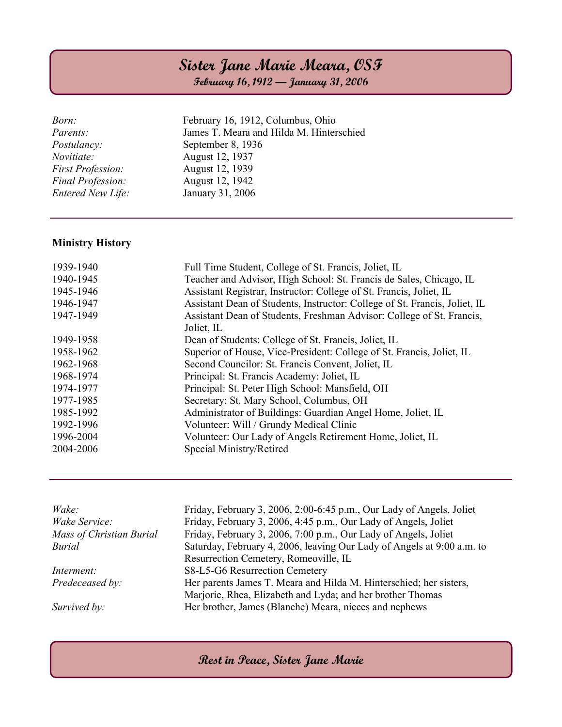# Sister Jane Marie Meara, OSF

**February 16, 1912 — January 31, 2006**

| | |
|---|---|
| *Born:* | February 16, 1912, Columbus, Ohio |
| *Parents:* | James T. Meara and Hilda M. Hinterschied |
| *Postulancy:* | September 8, 1936 |
| *Novitiate:* | August 12, 1937 |
| *First Profession:* | August 12, 1939 |
| *Final Profession:* | August 12, 1942 |
| *Entered New Life:* | January 31, 2006 |

---

**Ministry History**

| | |
|---|---|
| 1939-1940 | Full Time Student, College of St. Francis, Joliet, IL |
| 1940-1945 | Teacher and Advisor, High School: St. Francis de Sales, Chicago, IL |
| 1945-1946 | Assistant Registrar, Instructor: College of St. Francis, Joliet, IL |
| 1946-1947 | Assistant Dean of Students, Instructor: College of St. Francis, Joliet, IL |
| 1947-1949 | Assistant Dean of Students, Freshman Advisor: College of St. Francis, Joliet, IL |
| 1949-1958 | Dean of Students: College of St. Francis, Joliet, IL |
| 1958-1962 | Superior of House, Vice-President: College of St. Francis, Joliet, IL |
| 1962-1968 | Second Councilor: St. Francis Convent, Joliet, IL |
| 1968-1974 | Principal: St. Francis Academy: Joliet, IL |
| 1974-1977 | Principal: St. Peter High School: Mansfield, OH |
| 1977-1985 | Secretary: St. Mary School, Columbus, OH |
| 1985-1992 | Administrator of Buildings: Guardian Angel Home, Joliet, IL |
| 1992-1996 | Volunteer: Will / Grundy Medical Clinic |
| 1996-2004 | Volunteer: Our Lady of Angels Retirement Home, Joliet, IL |
| 2004-2006 | Special Ministry/Retired |

---

| | |
|---|---|
| *Wake:* | Friday, February 3, 2006, 2:00-6:45 p.m., Our Lady of Angels, Joliet |
| *Wake Service:* | Friday, February 3, 2006, 4:45 p.m., Our Lady of Angels, Joliet |
| *Mass of Christian Burial* | Friday, February 3, 2006, 7:00 p.m., Our Lady of Angels, Joliet |
| *Burial* | Saturday, February 4, 2006, leaving Our Lady of Angels at 9:00 a.m. to Resurrection Cemetery, Romeoville, IL |
| *Interment:* | S8-L5-G6 Resurrection Cemetery |
| *Predeceased by:* | Her parents James T. Meara and Hilda M. Hinterschied; her sisters, Marjorie, Rhea, Elizabeth and Lyda; and her brother Thomas |
| *Survived by:* | Her brother, James (Blanche) Meara, nieces and nephews |

**Rest in Peace, Sister Jane Marie**